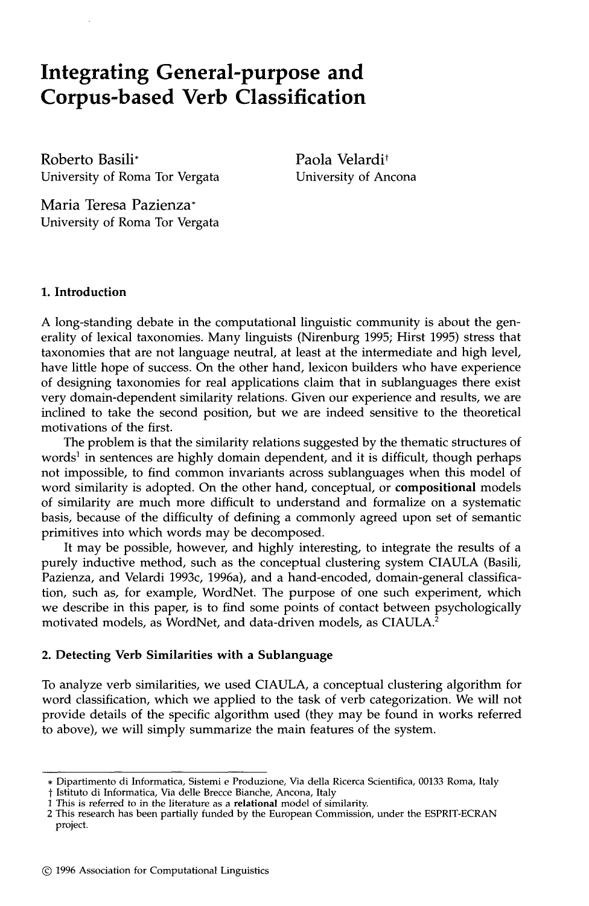# Integrating General-purpose and Corpus-based Verb Classification

Roberto Basili*
University of Roma Tor Vergata

Paola Velardi†
University of Ancona

Maria Teresa Pazienza*
University of Roma Tor Vergata

## 1. Introduction

A long-standing debate in the computational linguistic community is about the generality of lexical taxonomies. Many linguists (Nirenburg 1995; Hirst 1995) stress that taxonomies that are not language neutral, at least at the intermediate and high level, have little hope of success. On the other hand, lexicon builders who have experience of designing taxonomies for real applications claim that in sublanguages there exist very domain-dependent similarity relations. Given our experience and results, we are inclined to take the second position, but we are indeed sensitive to the theoretical motivations of the first.

The problem is that the similarity relations suggested by the thematic structures of words[1] in sentences are highly domain dependent, and it is difficult, though perhaps not impossible, to find common invariants across sublanguages when this model of word similarity is adopted. On the other hand, conceptual, or **compositional** models of similarity are much more difficult to understand and formalize on a systematic basis, because of the difficulty of defining a commonly agreed upon set of semantic primitives into which words may be decomposed.

It may be possible, however, and highly interesting, to integrate the results of a purely inductive method, such as the conceptual clustering system CIAULA (Basili, Pazienza, and Velardi 1993c, 1996a), and a hand-encoded, domain-general classification, such as, for example, WordNet. The purpose of one such experiment, which we describe in this paper, is to find some points of contact between psychologically motivated models, as WordNet, and data-driven models, as CIAULA.[2]

## 2. Detecting Verb Similarities with a Sublanguage

To analyze verb similarities, we used CIAULA, a conceptual clustering algorithm for word classification, which we applied to the task of verb categorization. We will not provide details of the specific algorithm used (they may be found in works referred to above), we will simply summarize the main features of the system.

---

* Dipartimento di Informatica, Sistemi e Produzione, Via della Ricerca Scientifica, 00133 Roma, Italy
† Istituto di Informatica, Via delle Brecce Bianche, Ancona, Italy
1 This is referred to in the literature as a **relational** model of similarity.
2 This research has been partially funded by the European Commission, under the ESPRIT-ECRAN project.

© 1996 Association for Computational Linguistics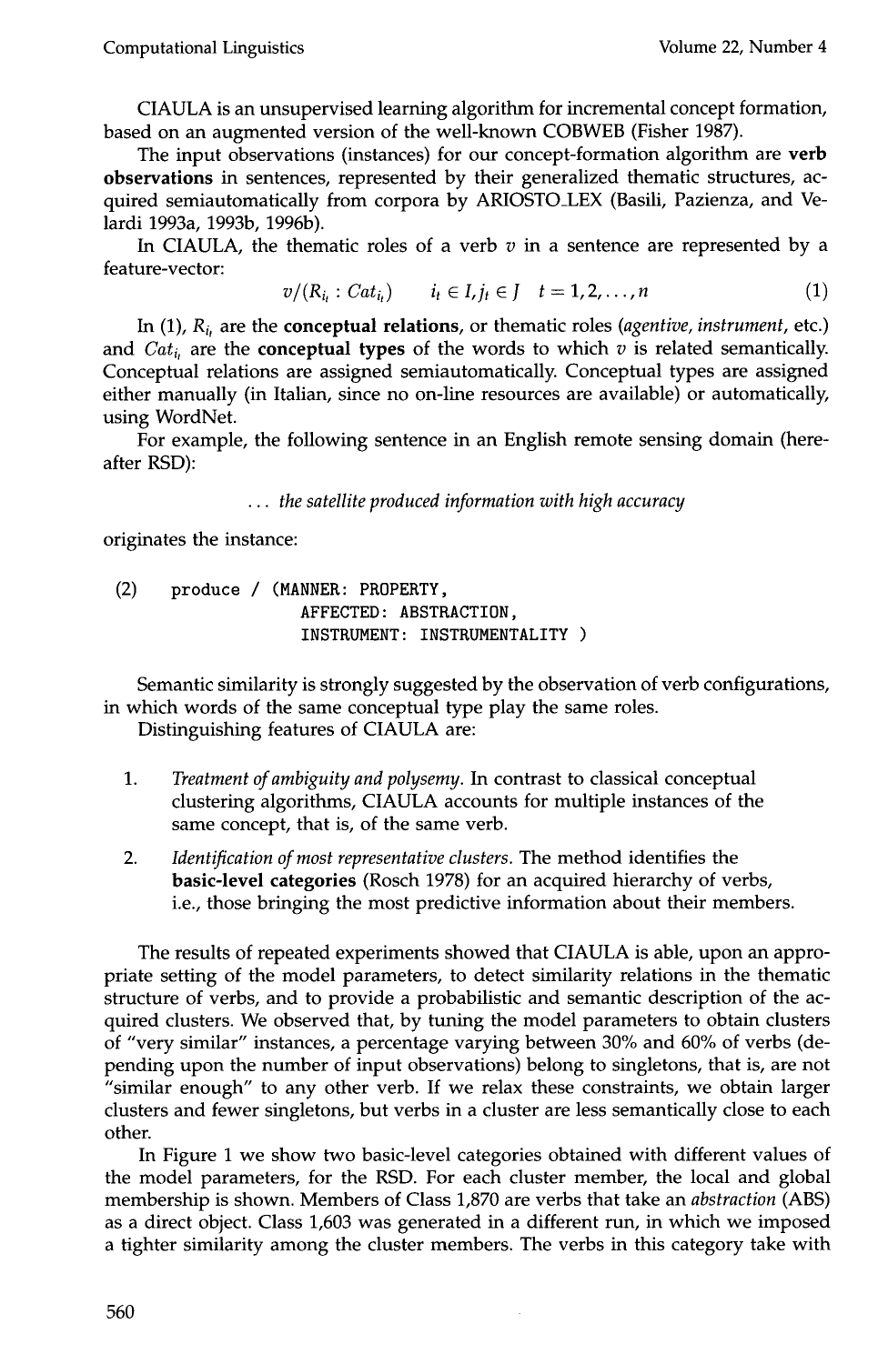CIAULA is an unsupervised learning algorithm for incremental concept formation, based on an augmented version of the well-known COBWEB (Fisher 1987).

The input observations (instances) for our concept-formation algorithm are **verb observations** in sentences, represented by their generalized thematic structures, acquired semiautomatically from corpora by ARIOSTO_LEX (Basili, Pazienza, and Velardi 1993a, 1993b, 1996b).

In CIAULA, the thematic roles of a verb $v$ in a sentence are represented by a feature-vector:

$$v/(R_{i_t} : Cat_{j_t}) \qquad i_t \in I, j_t \in J \quad t = 1, 2, \ldots, n \tag{1}$$

In (1), $R_{i_t}$ are the **conceptual relations**, or thematic roles (*agentive*, *instrument*, etc.) and $Cat_{j_t}$ are the **conceptual types** of the words to which $v$ is related semantically. Conceptual relations are assigned semiautomatically. Conceptual types are assigned either manually (in Italian, since no on-line resources are available) or automatically, using WordNet.

For example, the following sentence in an English remote sensing domain (hereafter RSD):

*... the satellite produced information with high accuracy*

originates the instance:

```
(2)    produce / (MANNER: PROPERTY,
                  AFFECTED: ABSTRACTION,
                  INSTRUMENT: INSTRUMENTALITY )
```

Semantic similarity is strongly suggested by the observation of verb configurations, in which words of the same conceptual type play the same roles.

Distinguishing features of CIAULA are:

1. *Treatment of ambiguity and polysemy.* In contrast to classical conceptual clustering algorithms, CIAULA accounts for multiple instances of the same concept, that is, of the same verb.
2. *Identification of most representative clusters.* The method identifies the **basic-level categories** (Rosch 1978) for an acquired hierarchy of verbs, i.e., those bringing the most predictive information about their members.

The results of repeated experiments showed that CIAULA is able, upon an appropriate setting of the model parameters, to detect similarity relations in the thematic structure of verbs, and to provide a probabilistic and semantic description of the acquired clusters. We observed that, by tuning the model parameters to obtain clusters of "very similar" instances, a percentage varying between 30% and 60% of verbs (depending upon the number of input observations) belong to singletons, that is, are not "similar enough" to any other verb. If we relax these constraints, we obtain larger clusters and fewer singletons, but verbs in a cluster are less semantically close to each other.

In Figure 1 we show two basic-level categories obtained with different values of the model parameters, for the RSD. For each cluster member, the local and global membership is shown. Members of Class 1,870 are verbs that take an *abstraction* (ABS) as a direct object. Class 1,603 was generated in a different run, in which we imposed a tighter similarity among the cluster members. The verbs in this category take with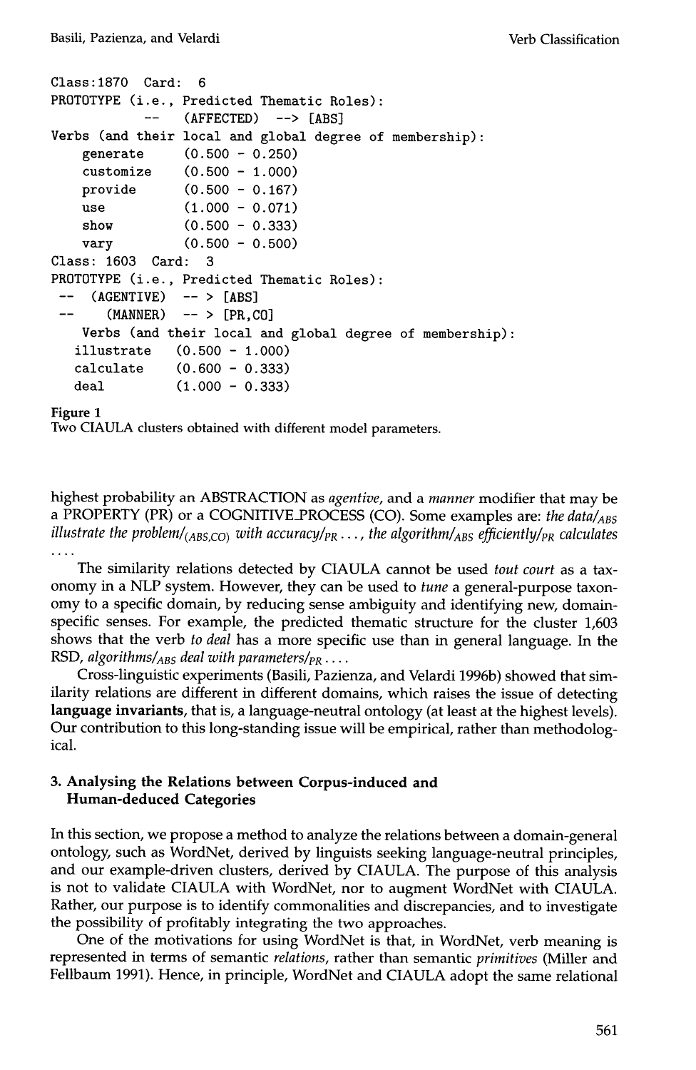```
Class:1870  Card:  6
PROTOTYPE (i.e., Predicted Thematic Roles):
           --   (AFFECTED)  --> [ABS]
Verbs (and their local and global degree of membership):
    generate      (0.500 - 0.250)
    customize     (0.500 - 1.000)
    provide       (0.500 - 0.167)
    use           (1.000 - 0.071)
    show          (0.500 - 0.333)
    vary          (0.500 - 0.500)
Class: 1603  Card:  3
PROTOTYPE (i.e., Predicted Thematic Roles):
 --  (AGENTIVE)   -- > [ABS]
 --    (MANNER)   -- > [PR,CO]
    Verbs (and their local and global degree of membership):
   illustrate    (0.500 - 1.000)
   calculate     (0.600 - 0.333)
   deal          (1.000 - 0.333)
```

**Figure 1**
Two CIAULA clusters obtained with different model parameters.

highest probability an ABSTRACTION as *agentive*, and a *manner* modifier that may be a PROPERTY (PR) or a COGNITIVE_PROCESS (CO). Some examples are: *the data/$_{ABS}$ illustrate the problem/$_{(ABS,CO)}$ with accuracy/$_{PR}$ ..., the algorithm/$_{ABS}$ efficiently/$_{PR}$ calculates ....*

The similarity relations detected by CIAULA cannot be used *tout court* as a taxonomy in a NLP system. However, they can be used to *tune* a general-purpose taxonomy to a specific domain, by reducing sense ambiguity and identifying new, domain-specific senses. For example, the predicted thematic structure for the cluster 1,603 shows that the verb *to deal* has a more specific use than in general language. In the RSD, *algorithms/$_{ABS}$ deal with parameters/$_{PR}$ ....*

Cross-linguistic experiments (Basili, Pazienza, and Velardi 1996b) showed that similarity relations are different in different domains, which raises the issue of detecting **language invariants**, that is, a language-neutral ontology (at least at the highest levels). Our contribution to this long-standing issue will be empirical, rather than methodological.

## 3. Analysing the Relations between Corpus-induced and Human-deduced Categories

In this section, we propose a method to analyze the relations between a domain-general ontology, such as WordNet, derived by linguists seeking language-neutral principles, and our example-driven clusters, derived by CIAULA. The purpose of this analysis is not to validate CIAULA with WordNet, nor to augment WordNet with CIAULA. Rather, our purpose is to identify commonalities and discrepancies, and to investigate the possibility of profitably integrating the two approaches.

One of the motivations for using WordNet is that, in WordNet, verb meaning is represented in terms of semantic *relations*, rather than semantic *primitives* (Miller and Fellbaum 1991). Hence, in principle, WordNet and CIAULA adopt the same relational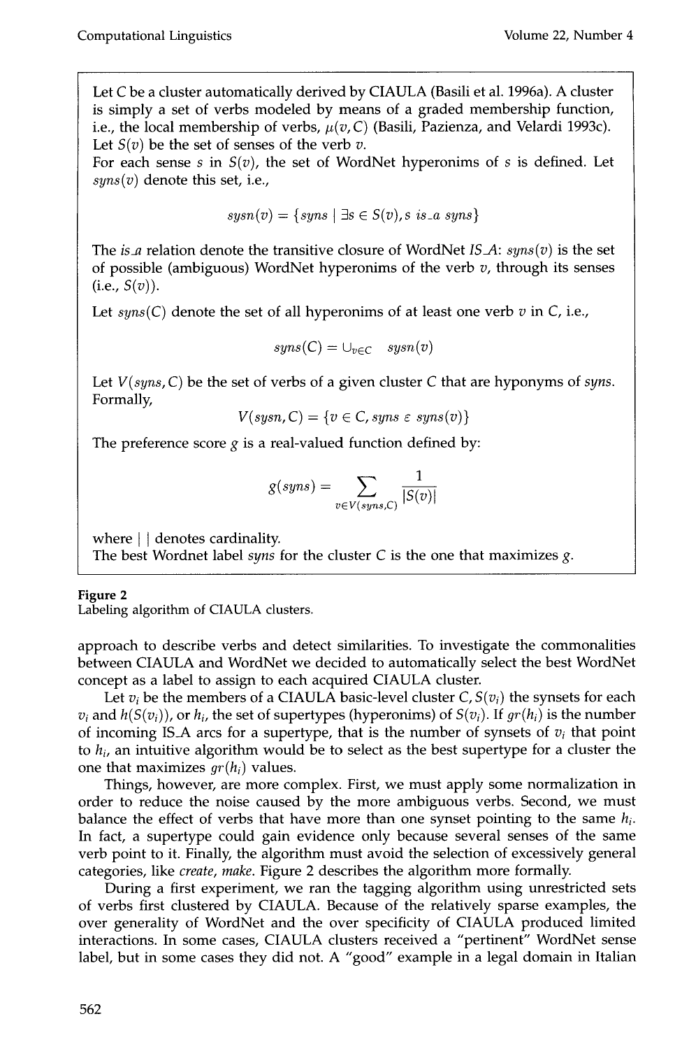Let $C$ be a cluster automatically derived by CIAULA (Basili et al. 1996a). A cluster is simply a set of verbs modeled by means of a graded membership function, i.e., the local membership of verbs, $\mu(v, C)$ (Basili, Pazienza, and Velardi 1993c). Let $S(v)$ be the set of senses of the verb $v$.

For each sense $s$ in $S(v)$, the set of WordNet hyperonims of $s$ is defined. Let *syns*$(v)$ denote this set, i.e.,

$$sysn(v) = \{syns \mid \exists s \in S(v), s \ is\_a \ syns\}$$

The *is_a* relation denote the transitive closure of WordNet *IS_A*: *syns*$(v)$ is the set of possible (ambiguous) WordNet hyperonims of the verb $v$, through its senses (i.e., $S(v)$).

Let *syns*$(C)$ denote the set of all hyperonims of at least one verb $v$ in $C$, i.e.,

$$syns(C) = \cup_{v \in C} \quad sysn(v)$$

Let $V(syns, C)$ be the set of verbs of a given cluster $C$ that are hyponyms of *syns*. Formally,

$$V(sysn, C) = \{v \in C, syns \ \varepsilon \ syns(v)\}$$

The preference score $g$ is a real-valued function defined by:

$$g(syns) = \sum_{v \in V(syns, C)} \frac{1}{|S(v)|}$$

where $|\ |$ denotes cardinality.

The best Wordnet label *syns* for the cluster $C$ is the one that maximizes $g$.

**Figure 2**
Labeling algorithm of CIAULA clusters.

approach to describe verbs and detect similarities. To investigate the commonalities between CIAULA and WordNet we decided to automatically select the best WordNet concept as a label to assign to each acquired CIAULA cluster.

Let $v_i$ be the members of a CIAULA basic-level cluster $C, S(v_i)$ the synsets for each $v_i$ and $h(S(v_i))$, or $h_i$, the set of supertypes (hyperonims) of $S(v_i)$. If $gr(h_i)$ is the number of incoming IS_A arcs for a supertype, that is the number of synsets of $v_i$ that point to $h_i$, an intuitive algorithm would be to select as the best supertype for a cluster the one that maximizes $gr(h_i)$ values.

Things, however, are more complex. First, we must apply some normalization in order to reduce the noise caused by the more ambiguous verbs. Second, we must balance the effect of verbs that have more than one synset pointing to the same $h_i$. In fact, a supertype could gain evidence only because several senses of the same verb point to it. Finally, the algorithm must avoid the selection of excessively general categories, like *create*, *make*. Figure 2 describes the algorithm more formally.

During a first experiment, we ran the tagging algorithm using unrestricted sets of verbs first clustered by CIAULA. Because of the relatively sparse examples, the over generality of WordNet and the over specificity of CIAULA produced limited interactions. In some cases, CIAULA clusters received a "pertinent" WordNet sense label, but in some cases they did not. A "good" example in a legal domain in Italian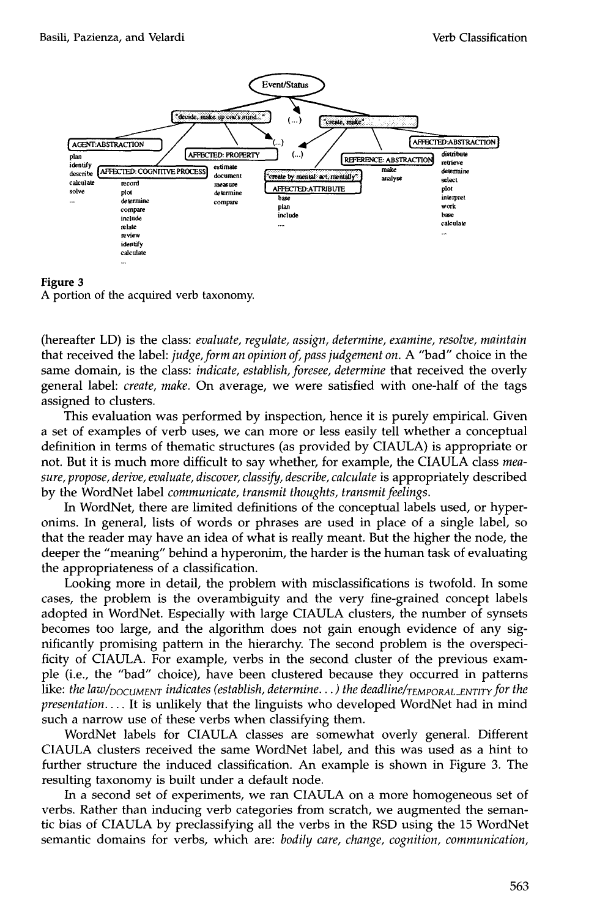Figure 3
A portion of the acquired verb taxonomy.

(hereafter LD) is the class: *evaluate, regulate, assign, determine, examine, resolve, maintain* that received the label: *judge, form an opinion of, pass judgement on*. A "bad" choice in the same domain, is the class: *indicate, establish, foresee, determine* that received the overly general label: *create, make*. On average, we were satisfied with one-half of the tags assigned to clusters.

This evaluation was performed by inspection, hence it is purely empirical. Given a set of examples of verb uses, we can more or less easily tell whether a conceptual definition in terms of thematic structures (as provided by CIAULA) is appropriate or not. But it is much more difficult to say whether, for example, the CIAULA class *measure, propose, derive, evaluate, discover, classify, describe, calculate* is appropriately described by the WordNet label *communicate, transmit thoughts, transmit feelings*.

In WordNet, there are limited definitions of the conceptual labels used, or hyperonims. In general, lists of words or phrases are used in place of a single label, so that the reader may have an idea of what is really meant. But the higher the node, the deeper the "meaning" behind a hyperonim, the harder is the human task of evaluating the appropriateness of a classification.

Looking more in detail, the problem with misclassifications is twofold. In some cases, the problem is the overambiguity and the very fine-grained concept labels adopted in WordNet. Especially with large CIAULA clusters, the number of synsets becomes too large, and the algorithm does not gain enough evidence of any significantly promising pattern in the hierarchy. The second problem is the overspecificity of CIAULA. For example, verbs in the second cluster of the previous example (i.e., the "bad" choice), have been clustered because they occurred in patterns like: *the law/$_{DOCUMENT}$ indicates (establish, determine...) the deadline/$_{TEMPORAL\_ENTITY}$ for the presentation....* It is unlikely that the linguists who developed WordNet had in mind such a narrow use of these verbs when classifying them.

WordNet labels for CIAULA classes are somewhat overly general. Different CIAULA clusters received the same WordNet label, and this was used as a hint to further structure the induced classification. An example is shown in Figure 3. The resulting taxonomy is built under a default node.

In a second set of experiments, we ran CIAULA on a more homogeneous set of verbs. Rather than inducing verb categories from scratch, we augmented the semantic bias of CIAULA by preclassifying all the verbs in the RSD using the 15 WordNet semantic domains for verbs, which are: *bodily care, change, cognition, communication,*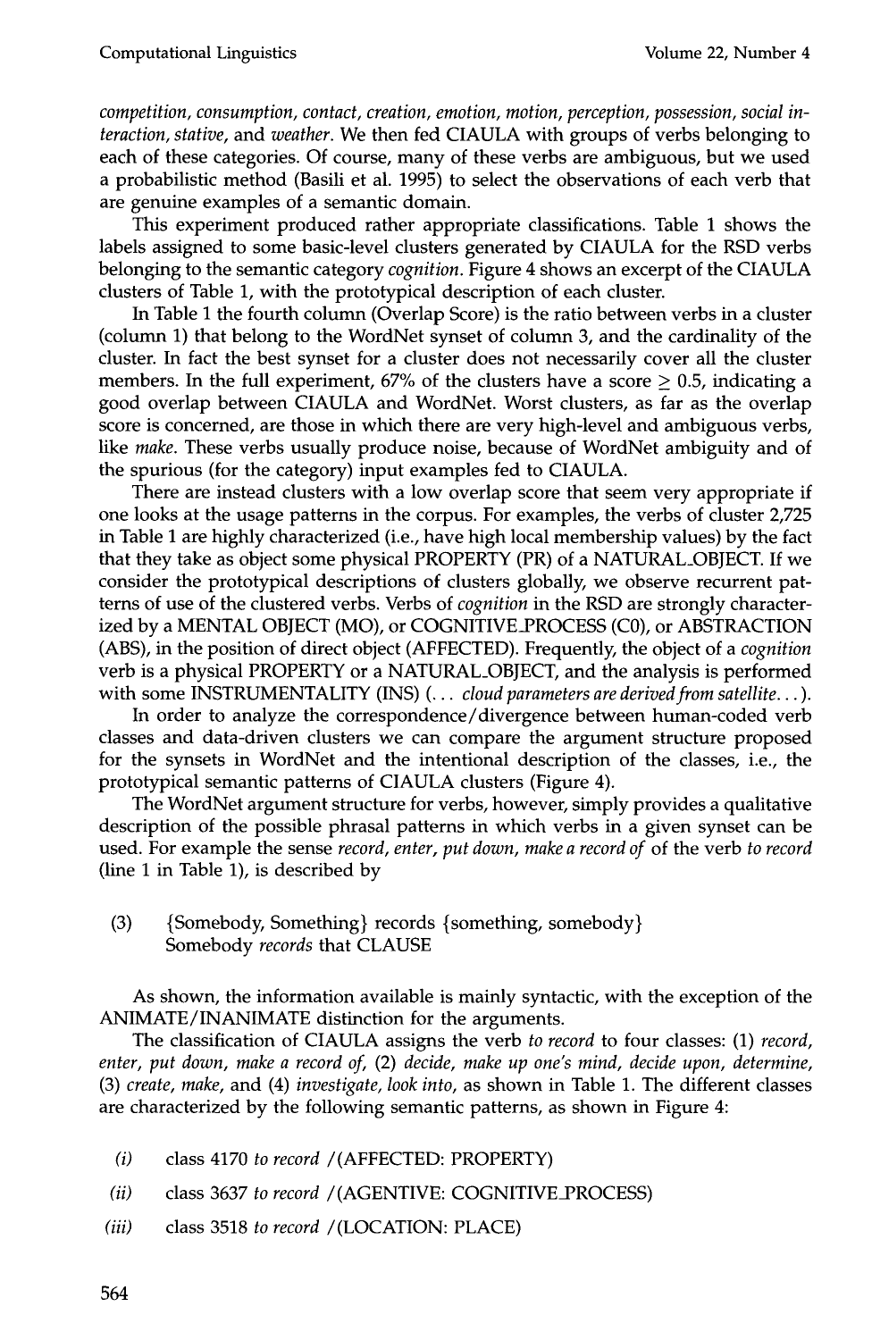*competition, consumption, contact, creation, emotion, motion, perception, possession, social interaction, stative*, and *weather*. We then fed CIAULA with groups of verbs belonging to each of these categories. Of course, many of these verbs are ambiguous, but we used a probabilistic method (Basili et al. 1995) to select the observations of each verb that are genuine examples of a semantic domain.

This experiment produced rather appropriate classifications. Table 1 shows the labels assigned to some basic-level clusters generated by CIAULA for the RSD verbs belonging to the semantic category *cognition*. Figure 4 shows an excerpt of the CIAULA clusters of Table 1, with the prototypical description of each cluster.

In Table 1 the fourth column (Overlap Score) is the ratio between verbs in a cluster (column 1) that belong to the WordNet synset of column 3, and the cardinality of the cluster. In fact the best synset for a cluster does not necessarily cover all the cluster members. In the full experiment, 67% of the clusters have a score $\geq 0.5$, indicating a good overlap between CIAULA and WordNet. Worst clusters, as far as the overlap score is concerned, are those in which there are very high-level and ambiguous verbs, like *make*. These verbs usually produce noise, because of WordNet ambiguity and of the spurious (for the category) input examples fed to CIAULA.

There are instead clusters with a low overlap score that seem very appropriate if one looks at the usage patterns in the corpus. For examples, the verbs of cluster 2,725 in Table 1 are highly characterized (i.e., have high local membership values) by the fact that they take as object some physical PROPERTY (PR) of a NATURAL_OBJECT. If we consider the prototypical descriptions of clusters globally, we observe recurrent patterns of use of the clustered verbs. Verbs of *cognition* in the RSD are strongly characterized by a MENTAL OBJECT (MO), or COGNITIVE_PROCESS (CO), or ABSTRACTION (ABS), in the position of direct object (AFFECTED). Frequently, the object of a *cognition* verb is a physical PROPERTY or a NATURAL_OBJECT, and the analysis is performed with some INSTRUMENTALITY (INS) (*... cloud parameters are derived from satellite...*).

In order to analyze the correspondence/divergence between human-coded verb classes and data-driven clusters we can compare the argument structure proposed for the synsets in WordNet and the intentional description of the classes, i.e., the prototypical semantic patterns of CIAULA clusters (Figure 4).

The WordNet argument structure for verbs, however, simply provides a qualitative description of the possible phrasal patterns in which verbs in a given synset can be used. For example the sense *record, enter, put down, make a record of* of the verb *to record* (line 1 in Table 1), is described by

(3) {Somebody, Something} records {something, somebody}
Somebody *records* that CLAUSE

As shown, the information available is mainly syntactic, with the exception of the ANIMATE/INANIMATE distinction for the arguments.

The classification of CIAULA assigns the verb *to record* to four classes: (1) *record, enter, put down, make a record of*, (2) *decide, make up one's mind, decide upon, determine*, (3) *create, make*, and (4) *investigate, look into*, as shown in Table 1. The different classes are characterized by the following semantic patterns, as shown in Figure 4:

(i) class 4170 *to record* /(AFFECTED: PROPERTY)

(ii) class 3637 *to record* /(AGENTIVE: COGNITIVE_PROCESS)

(iii) class 3518 *to record* /(LOCATION: PLACE)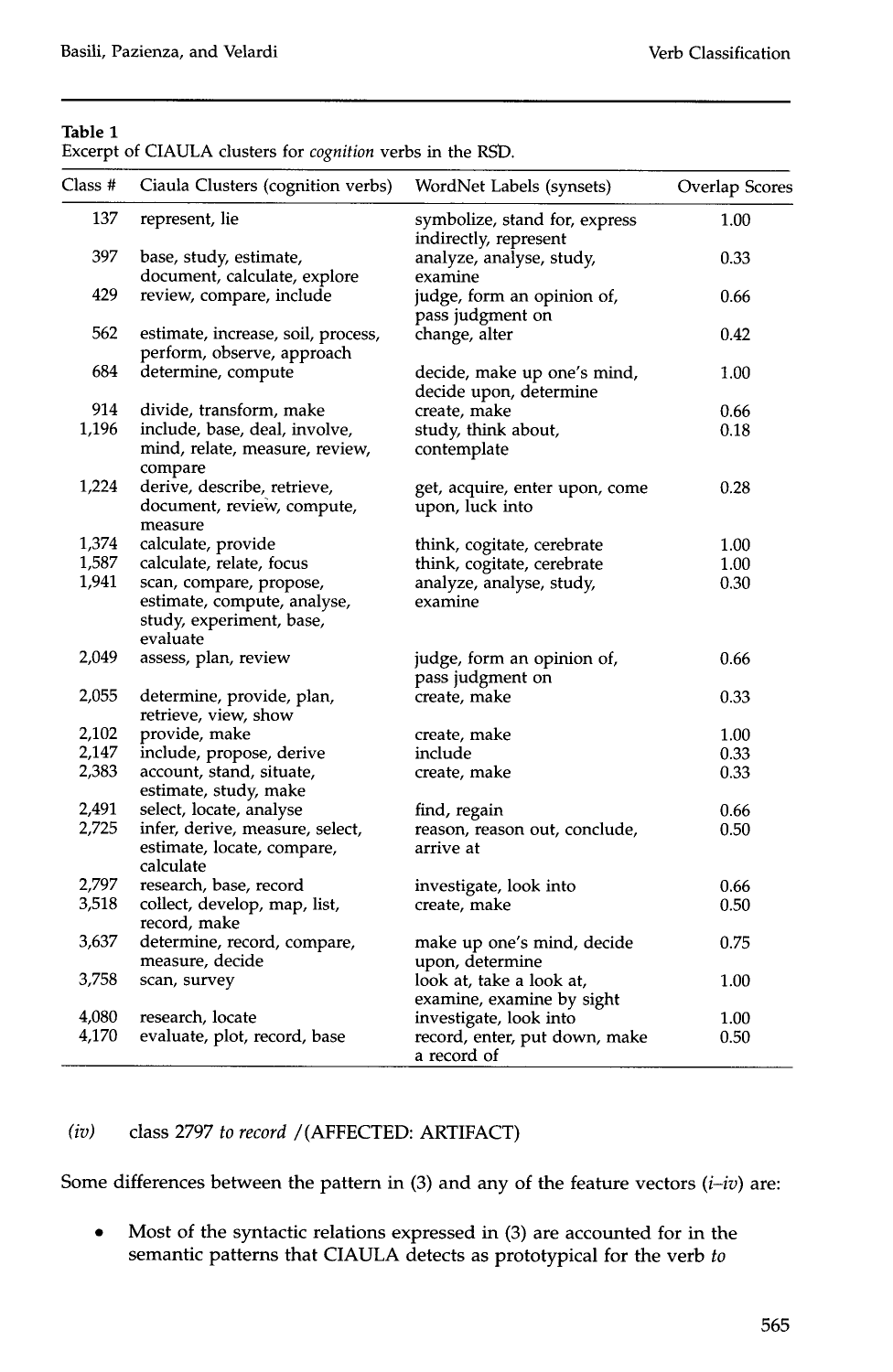**Table 1**
Excerpt of CIAULA clusters for *cognition* verbs in the RSD.

| Class # | Ciaula Clusters (cognition verbs) | WordNet Labels (synsets) | Overlap Scores |
|---|---|---|---|
| 137 | represent, lie | symbolize, stand for, express indirectly, represent | 1.00 |
| 397 | base, study, estimate, document, calculate, explore | analyze, analyse, study, examine | 0.33 |
| 429 | review, compare, include | judge, form an opinion of, pass judgment on | 0.66 |
| 562 | estimate, increase, soil, process, perform, observe, approach | change, alter | 0.42 |
| 684 | determine, compute | decide, make up one's mind, decide upon, determine | 1.00 |
| 914 | divide, transform, make | create, make | 0.66 |
| 1,196 | include, base, deal, involve, mind, relate, measure, review, compare | study, think about, contemplate | 0.18 |
| 1,224 | derive, describe, retrieve, document, review, compute, measure | get, acquire, enter upon, come upon, luck into | 0.28 |
| 1,374 | calculate, provide | think, cogitate, cerebrate | 1.00 |
| 1,587 | calculate, relate, focus | think, cogitate, cerebrate | 1.00 |
| 1,941 | scan, compare, propose, estimate, compute, analyse, study, experiment, base, evaluate | analyze, analyse, study, examine | 0.30 |
| 2,049 | assess, plan, review | judge, form an opinion of, pass judgment on | 0.66 |
| 2,055 | determine, provide, plan, retrieve, view, show | create, make | 0.33 |
| 2,102 | provide, make | create, make | 1.00 |
| 2,147 | include, propose, derive | include | 0.33 |
| 2,383 | account, stand, situate, estimate, study, make | create, make | 0.33 |
| 2,491 | select, locate, analyse | find, regain | 0.66 |
| 2,725 | infer, derive, measure, select, estimate, locate, compare, calculate | reason, reason out, conclude, arrive at | 0.50 |
| 2,797 | research, base, record | investigate, look into | 0.66 |
| 3,518 | collect, develop, map, list, record, make | create, make | 0.50 |
| 3,637 | determine, record, compare, measure, decide | make up one's mind, decide upon, determine | 0.75 |
| 3,758 | scan, survey | look at, take a look at, examine, examine by sight | 1.00 |
| 4,080 | research, locate | investigate, look into | 1.00 |
| 4,170 | evaluate, plot, record, base | record, enter, put down, make a record of | 0.50 |

(*iv*) class 2797 *to record* /(AFFECTED: ARTIFACT)

Some differences between the pattern in (3) and any of the feature vectors (*i–iv*) are:

- Most of the syntactic relations expressed in (3) are accounted for in the semantic patterns that CIAULA detects as prototypical for the verb *to*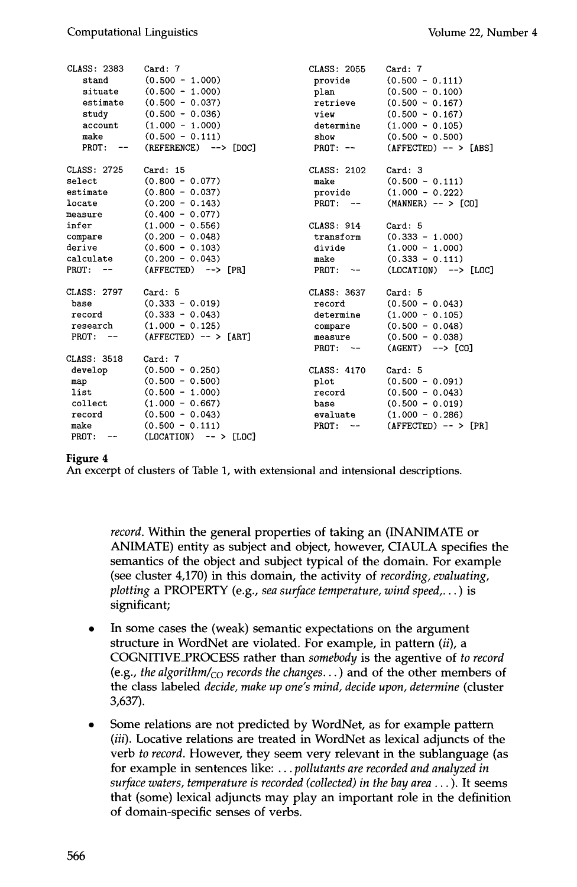```
CLASS: 2383   Card: 7
   stand      (0.500 - 1.000)
   situate    (0.500 - 1.000)
   estimate   (0.500 - 0.037)
   study      (0.500 - 0.036)
   account    (1.000 - 1.000)
   make       (0.500 - 0.111)
   PROT:  --  (REFERENCE)  --> [DOC]

CLASS: 2725   Card: 15
select        (0.800 - 0.077)
estimate      (0.800 - 0.037)
locate        (0.200 - 0.143)
measure       (0.400 - 0.077)
infer         (1.000 - 0.556)
compare       (0.200 - 0.048)
derive        (0.600 - 0.103)
calculate     (0.200 - 0.043)
PROT:  --     (AFFECTED)  --> [PR]

CLASS: 2797   Card: 5
 base         (0.333 - 0.019)
 record       (0.333 - 0.043)
 research     (1.000 - 0.125)
 PROT:  --    (AFFECTED) -- > [ART]

CLASS: 3518   Card: 7
 develop      (0.500 - 0.250)
 map          (0.500 - 0.500)
 list         (0.500 - 1.000)
 collect      (1.000 - 0.667)
 record       (0.500 - 0.043)
 make         (0.500 - 0.111)
 PROT:  --    (LOCATION)  -- > [LOC]

CLASS: 2055   Card: 7
 provide      (0.500 - 0.111)
 plan         (0.500 - 0.100)
 retrieve     (0.500 - 0.167)
 view         (0.500 - 0.167)
 determine    (1.000 - 0.105)
 show         (0.500 - 0.500)
 PROT:  --    (AFFECTED) -- > [ABS]

CLASS: 2102   Card: 3
 make         (0.500 - 0.111)
 provide      (1.000 - 0.222)
 PROT:  --    (MANNER) -- > [CO]

CLASS: 914    Card: 5
 transform    (0.333 - 1.000)
 divide       (1.000 - 1.000)
 make         (0.333 - 0.111)
 PROT:  --    (LOCATION)  --> [LOC]

CLASS: 3637   Card: 5
 record       (0.500 - 0.043)
 determine    (1.000 - 0.105)
 compare      (0.500 - 0.048)
 measure      (0.500 - 0.038)
 PROT:  --    (AGENT)  --> [CO]

CLASS: 4170   Card: 5
 plot         (0.500 - 0.091)
 record       (0.500 - 0.043)
 base         (0.500 - 0.019)
 evaluate     (1.000 - 0.286)
 PROT:  --    (AFFECTED) -- > [PR]
```

**Figure 4**
An excerpt of clusters of Table 1, with extensional and intensional descriptions.

*record*. Within the general properties of taking an (INANIMATE or ANIMATE) entity as subject and object, however, CIAULA specifies the semantics of the object and subject typical of the domain. For example (see cluster 4,170) in this domain, the activity of *recording, evaluating, plotting* a PROPERTY (e.g., *sea surface temperature, wind speed,...*) is significant;

- In some cases the (weak) semantic expectations on the argument structure in WordNet are violated. For example, in pattern (*ii*), a COGNITIVE_PROCESS rather than *somebody* is the agentive of *to record* (e.g., *the algorithm/$_{CO}$ records the changes...*) and of the other members of the class labeled *decide, make up one's mind, decide upon, determine* (cluster 3,637).
- Some relations are not predicted by WordNet, as for example pattern (*iii*). Locative relations are treated in WordNet as lexical adjuncts of the verb *to record*. However, they seem very relevant in the sublanguage (as for example in sentences like: *...pollutants are recorded and analyzed in surface waters, temperature is recorded (collected) in the bay area ...*). It seems that (some) lexical adjuncts may play an important role in the definition of domain-specific senses of verbs.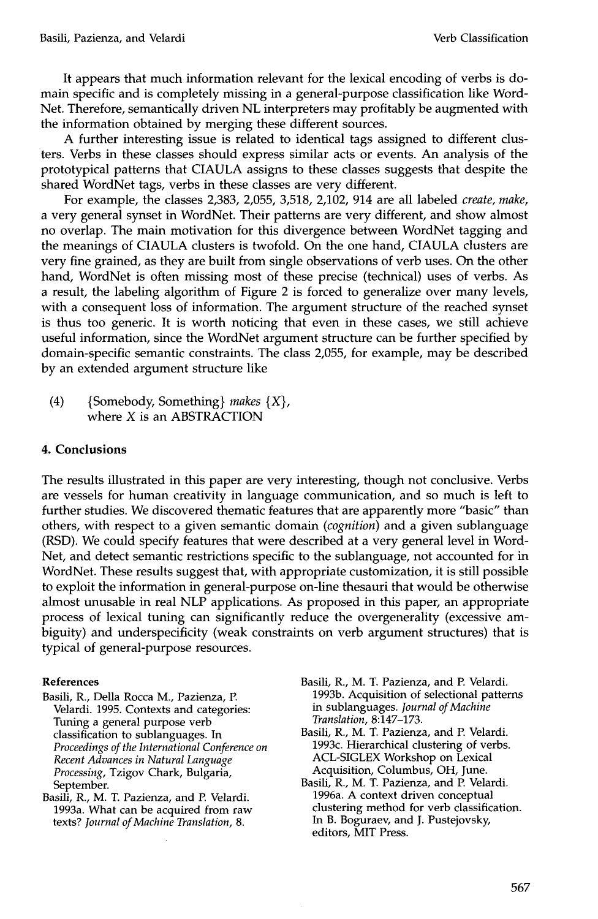It appears that much information relevant for the lexical encoding of verbs is domain specific and is completely missing in a general-purpose classification like WordNet. Therefore, semantically driven NL interpreters may profitably be augmented with the information obtained by merging these different sources.

A further interesting issue is related to identical tags assigned to different clusters. Verbs in these classes should express similar acts or events. An analysis of the prototypical patterns that CIAULA assigns to these classes suggests that despite the shared WordNet tags, verbs in these classes are very different.

For example, the classes 2,383, 2,055, 3,518, 2,102, 914 are all labeled *create, make*, a very general synset in WordNet. Their patterns are very different, and show almost no overlap. The main motivation for this divergence between WordNet tagging and the meanings of CIAULA clusters is twofold. On the one hand, CIAULA clusters are very fine grained, as they are built from single observations of verb uses. On the other hand, WordNet is often missing most of these precise (technical) uses of verbs. As a result, the labeling algorithm of Figure 2 is forced to generalize over many levels, with a consequent loss of information. The argument structure of the reached synset is thus too generic. It is worth noticing that even in these cases, we still achieve useful information, since the WordNet argument structure can be further specified by domain-specific semantic constraints. The class 2,055, for example, may be described by an extended argument structure like

(4) {Somebody, Something} *makes* {$X$},
where $X$ is an ABSTRACTION

## 4. Conclusions

The results illustrated in this paper are very interesting, though not conclusive. Verbs are vessels for human creativity in language communication, and so much is left to further studies. We discovered thematic features that are apparently more "basic" than others, with respect to a given semantic domain (*cognition*) and a given sublanguage (RSD). We could specify features that were described at a very general level in WordNet, and detect semantic restrictions specific to the sublanguage, not accounted for in WordNet. These results suggest that, with appropriate customization, it is still possible to exploit the information in general-purpose on-line thesauri that would be otherwise almost unusable in real NLP applications. As proposed in this paper, an appropriate process of lexical tuning can significantly reduce the overgenerality (excessive ambiguity) and underspecificity (weak constraints on verb argument structures) that is typical of general-purpose resources.

### References

Basili, R., Della Rocca M., Pazienza, P. Velardi. 1995. Contexts and categories: Tuning a general purpose verb classification to sublanguages. In *Proceedings of the International Conference on Recent Advances in Natural Language Processing*, Tzigov Chark, Bulgaria, September.

Basili, R., M. T. Pazienza, and P. Velardi. 1993a. What can be acquired from raw texts? *Journal of Machine Translation*, 8.

Basili, R., M. T. Pazienza, and P. Velardi. 1993b. Acquisition of selectional patterns in sublanguages. *Journal of Machine Translation*, 8:147–173.

Basili, R., M. T. Pazienza, and P. Velardi. 1993c. Hierarchical clustering of verbs. ACL-SIGLEX Workshop on Lexical Acquisition, Columbus, OH, June.

Basili, R., M. T. Pazienza, and P. Velardi. 1996a. A context driven conceptual clustering method for verb classification. In B. Boguraev, and J. Pustejovsky, editors, MIT Press.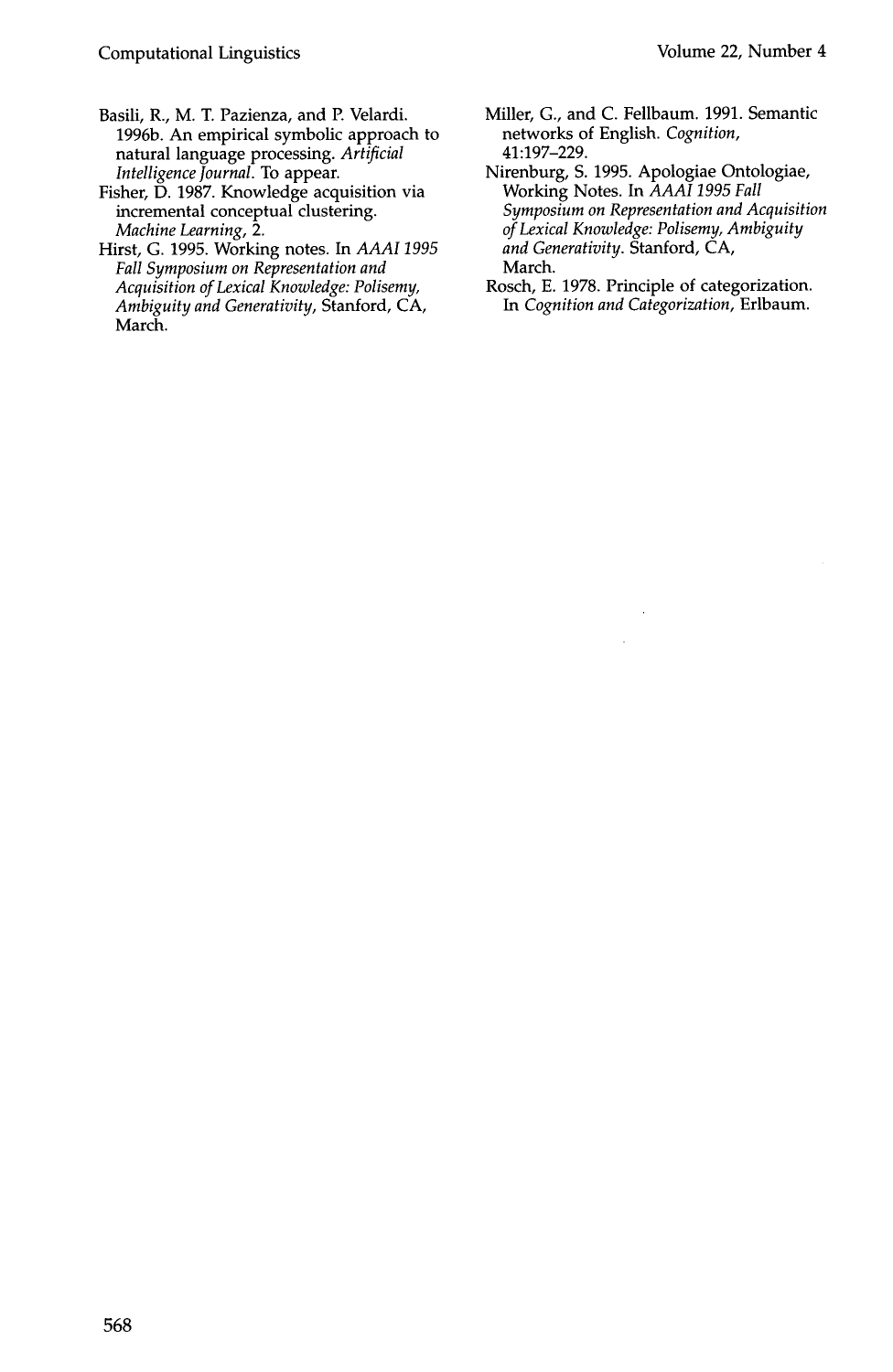Basili, R., M. T. Pazienza, and P. Velardi. 1996b. An empirical symbolic approach to natural language processing. *Artificial Intelligence Journal*. To appear.

Fisher, D. 1987. Knowledge acquisition via incremental conceptual clustering. *Machine Learning*, 2.

Hirst, G. 1995. Working notes. In *AAAI 1995 Fall Symposium on Representation and Acquisition of Lexical Knowledge: Polisemy, Ambiguity and Generativity*, Stanford, CA, March.

Miller, G., and C. Fellbaum. 1991. Semantic networks of English. *Cognition*, 41:197–229.

Nirenburg, S. 1995. Apologiae Ontologiae, Working Notes. In *AAAI 1995 Fall Symposium on Representation and Acquisition of Lexical Knowledge: Polisemy, Ambiguity and Generativity*. Stanford, CA, March.

Rosch, E. 1978. Principle of categorization. In *Cognition and Categorization*, Erlbaum.